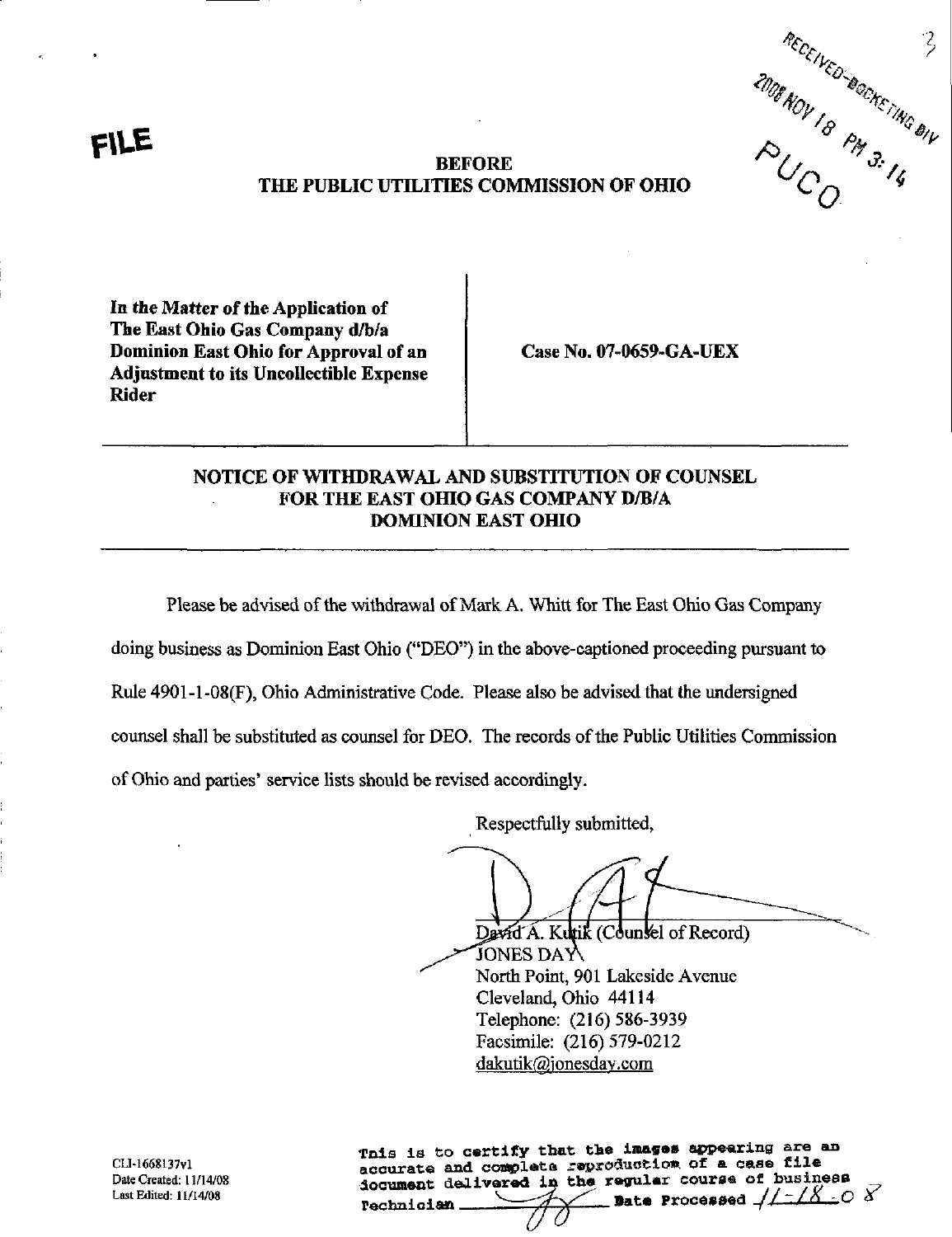FILE

RECEIVED-DOCKETING DIV
2008 NOV 18 PM 3:14
PUCO

**BEFORE**
**THE PUBLIC UTILITIES COMMISSION OF OHIO**

| | |
|---|---|
| **In the Matter of the Application of The East Ohio Gas Company d/b/a Dominion East Ohio for Approval of an Adjustment to its Uncollectible Expense Rider** | **Case No. 07-0659-GA-UEX** |

## NOTICE OF WITHDRAWAL AND SUBSTITUTION OF COUNSEL FOR THE EAST OHIO GAS COMPANY D/B/A DOMINION EAST OHIO

Please be advised of the withdrawal of Mark A. Whitt for The East Ohio Gas Company doing business as Dominion East Ohio ("DEO") in the above-captioned proceeding pursuant to Rule 4901-1-08(F), Ohio Administrative Code. Please also be advised that the undersigned counsel shall be substituted as counsel for DEO. The records of the Public Utilities Commission of Ohio and parties' service lists should be revised accordingly.

Respectfully submitted,

David A. Kutik (Counsel of Record)
JONES DAY
North Point, 901 Lakeside Avenue
Cleveland, Ohio 44114
Telephone: (216) 586-3939
Facsimile: (216) 579-0212
dakutik@jonesday.com

CLI-1668137v1
Date Created: 11/14/08
Last Edited: 11/14/08

This is to certify that the images appearing are an accurate and complete reproduction of a case file document delivered in the regular course of business
Technician _____ Date Processed 11-18-08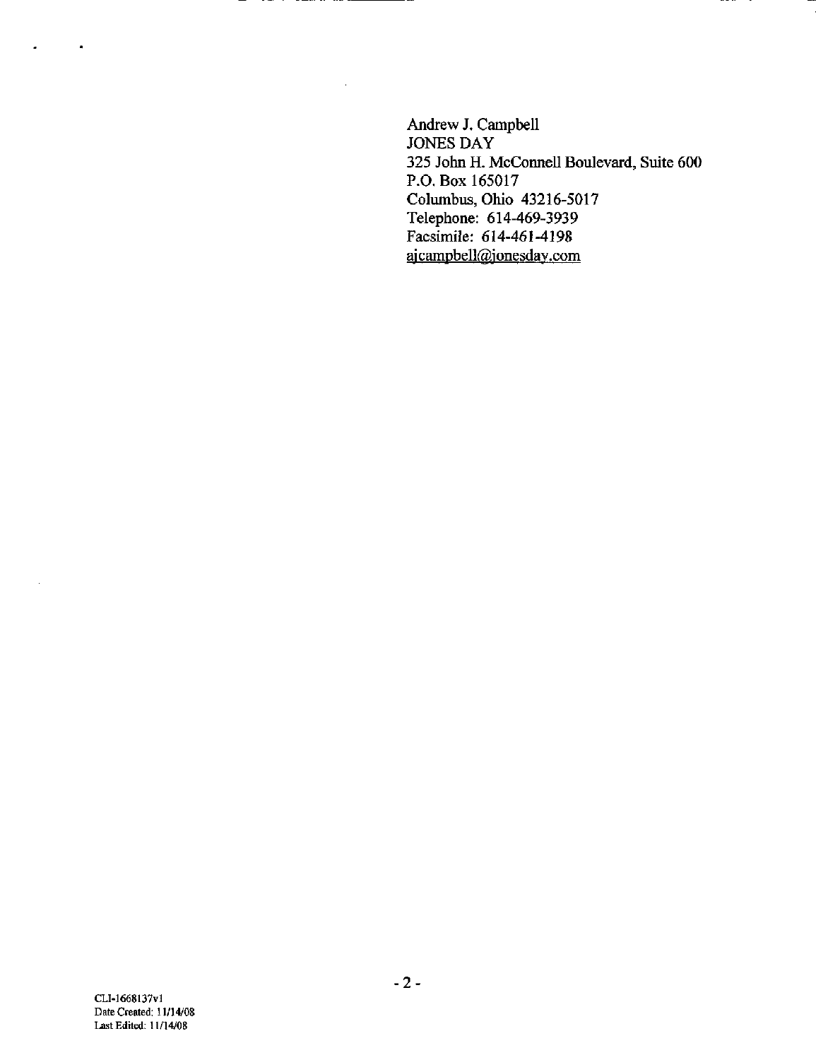Andrew J. Campbell
JONES DAY
325 John H. McConnell Boulevard, Suite 600
P.O. Box 165017
Columbus, Ohio 43216-5017
Telephone: 614-469-3939
Facsimile: 614-461-4198
ajcampbell@jonesday.com

CLI-1668137v1
Date Created: 11/14/08
Last Edited: 11/14/08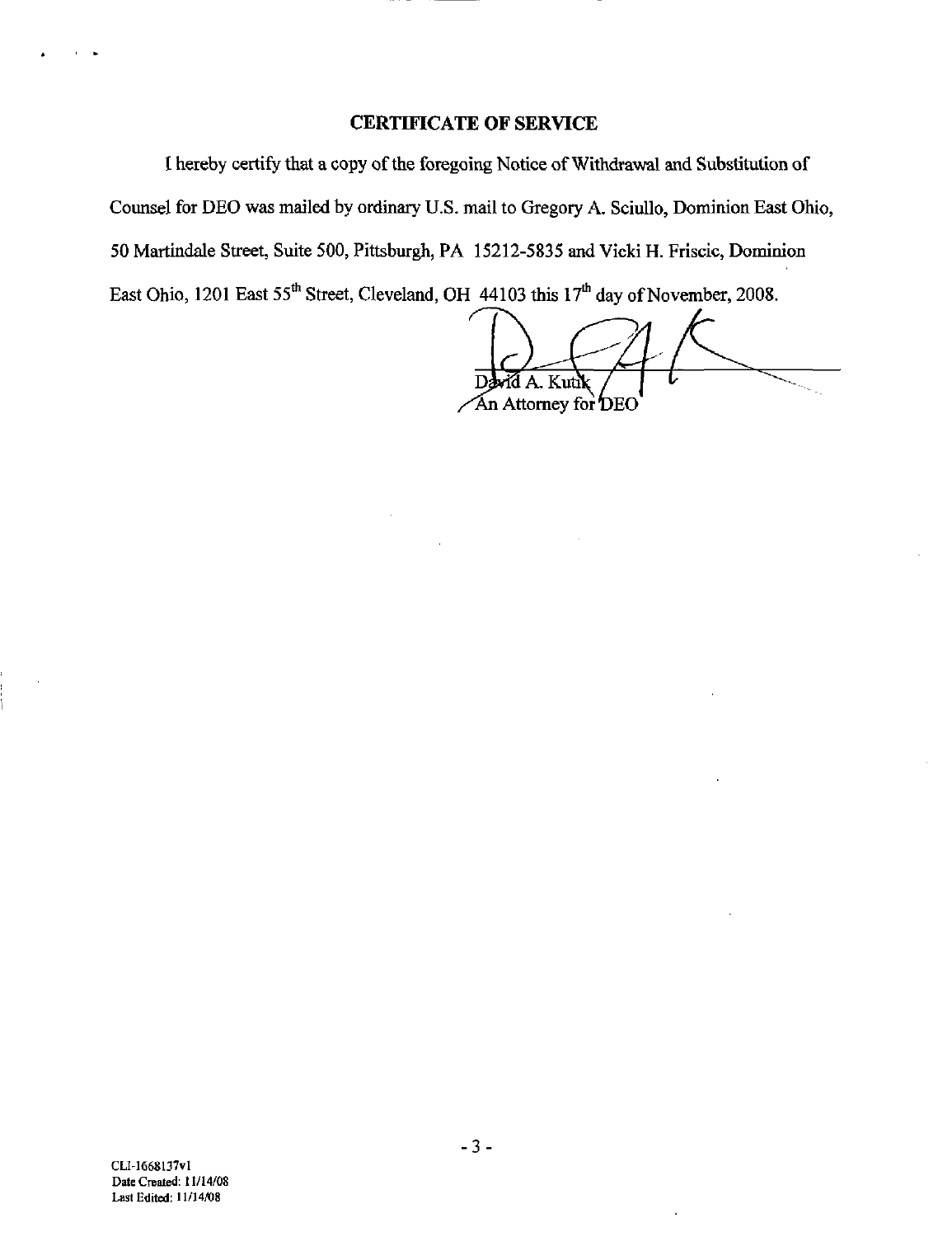## CERTIFICATE OF SERVICE

I hereby certify that a copy of the foregoing Notice of Withdrawal and Substitution of Counsel for DEO was mailed by ordinary U.S. mail to Gregory A. Sciullo, Dominion East Ohio, 50 Martindale Street, Suite 500, Pittsburgh, PA 15212-5835 and Vicki H. Friscic, Dominion East Ohio, 1201 East 55th Street, Cleveland, OH 44103 this 17th day of November, 2008.

David A. Kutik
An Attorney for DEO

CLI-1668137v1
Date Created: 11/14/08
Last Edited: 11/14/08